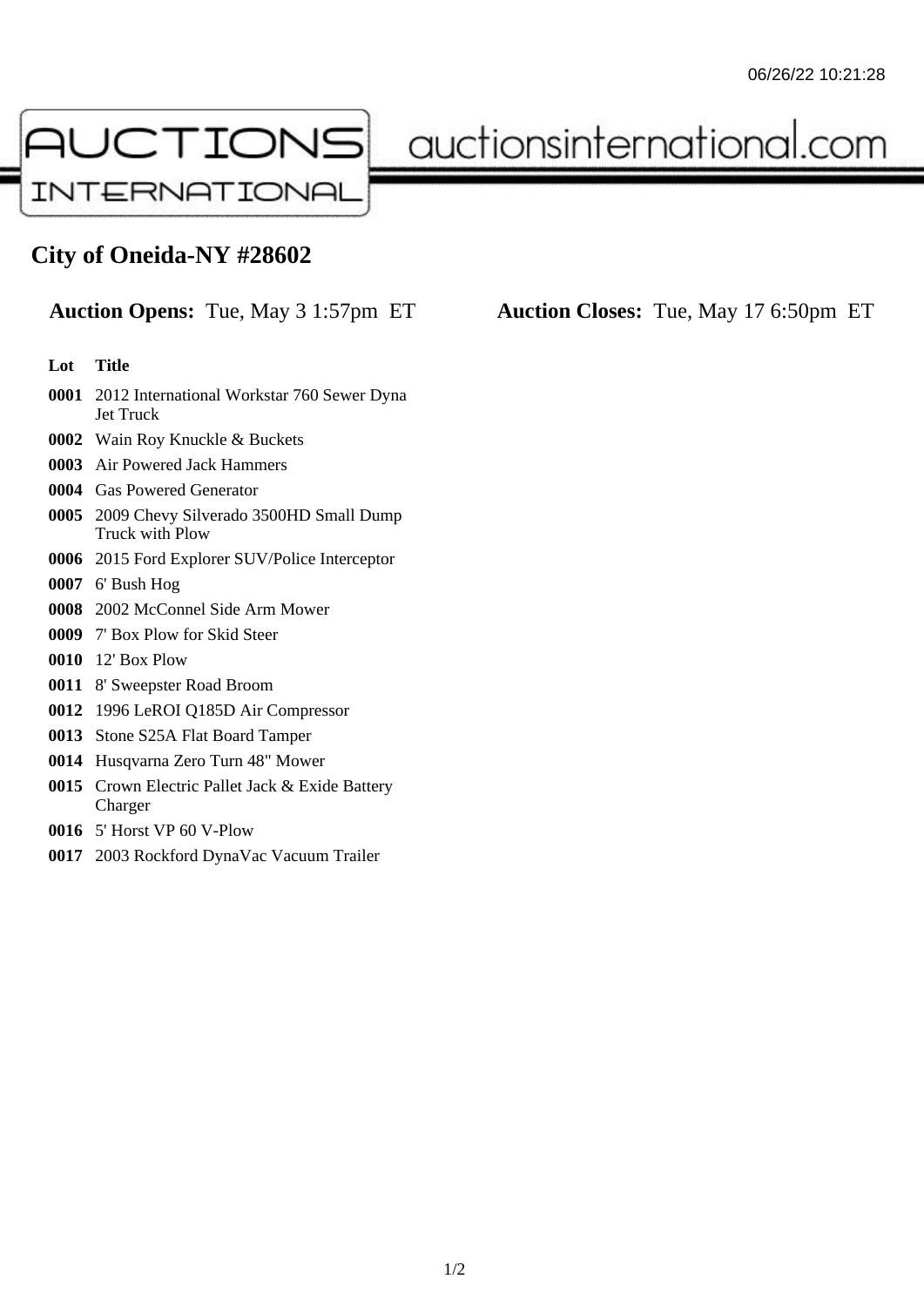# City of Oneida-NY #28602

**Auction Opens:** Tue, May 3 1:57pm ET **Auction Closes:** Tue, May 17 6:50pm ET

| Lot | Title |
|---|---|
| **0001** | 2012 International Workstar 760 Sewer Dyna Jet Truck |
| **0002** | Wain Roy Knuckle & Buckets |
| **0003** | Air Powered Jack Hammers |
| **0004** | Gas Powered Generator |
| **0005** | 2009 Chevy Silverado 3500HD Small Dump Truck with Plow |
| **0006** | 2015 Ford Explorer SUV/Police Interceptor |
| **0007** | 6' Bush Hog |
| **0008** | 2002 McConnel Side Arm Mower |
| **0009** | 7' Box Plow for Skid Steer |
| **0010** | 12' Box Plow |
| **0011** | 8' Sweepster Road Broom |
| **0012** | 1996 LeROI Q185D Air Compressor |
| **0013** | Stone S25A Flat Board Tamper |
| **0014** | Husqvarna Zero Turn 48" Mower |
| **0015** | Crown Electric Pallet Jack & Exide Battery Charger |
| **0016** | 5' Horst VP 60 V-Plow |
| **0017** | 2003 Rockford DynaVac Vacuum Trailer |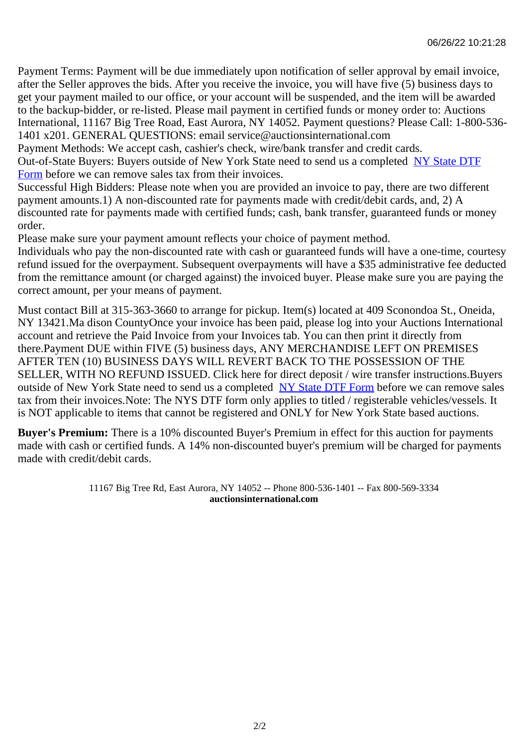Payment Terms: Payment will be due immediately upon notification of seller approval by email invoice, after the Seller approves the bids. After you receive the invoice, you will have five (5) business days to get your payment mailed to our office, or your account will be suspended, and the item will be awarded to the backup-bidder, or re-listed. Please mail payment in certified funds or money order to: Auctions International, 11167 Big Tree Road, East Aurora, NY 14052. Payment questions? Please Call: 1-800-536-1401 x201. GENERAL QUESTIONS: email service@auctionsinternational.com
Payment Methods: We accept cash, cashier's check, wire/bank transfer and credit cards.
Out-of-State Buyers: Buyers outside of New York State need to send us a completed NY State DTF Form before we can remove sales tax from their invoices.
Successful High Bidders: Please note when you are provided an invoice to pay, there are two different payment amounts.1) A non-discounted rate for payments made with credit/debit cards, and, 2) A discounted rate for payments made with certified funds; cash, bank transfer, guaranteed funds or money order.
Please make sure your payment amount reflects your choice of payment method.
Individuals who pay the non-discounted rate with cash or guaranteed funds will have a one-time, courtesy refund issued for the overpayment. Subsequent overpayments will have a $35 administrative fee deducted from the remittance amount (or charged against) the invoiced buyer. Please make sure you are paying the correct amount, per your means of payment.

Must contact Bill at 315-363-3660 to arrange for pickup. Item(s) located at 409 Sconondoa St., Oneida, NY 13421.Ma dison CountyOnce your invoice has been paid, please log into your Auctions International account and retrieve the Paid Invoice from your Invoices tab. You can then print it directly from there.Payment DUE within FIVE (5) business days, ANY MERCHANDISE LEFT ON PREMISES AFTER TEN (10) BUSINESS DAYS WILL REVERT BACK TO THE POSSESSION OF THE SELLER, WITH NO REFUND ISSUED. Click here for direct deposit / wire transfer instructions.Buyers outside of New York State need to send us a completed NY State DTF Form before we can remove sales tax from their invoices.Note: The NYS DTF form only applies to titled / registerable vehicles/vessels. It is NOT applicable to items that cannot be registered and ONLY for New York State based auctions.

**Buyer's Premium:** There is a 10% discounted Buyer's Premium in effect for this auction for payments made with cash or certified funds. A 14% non-discounted buyer's premium will be charged for payments made with credit/debit cards.